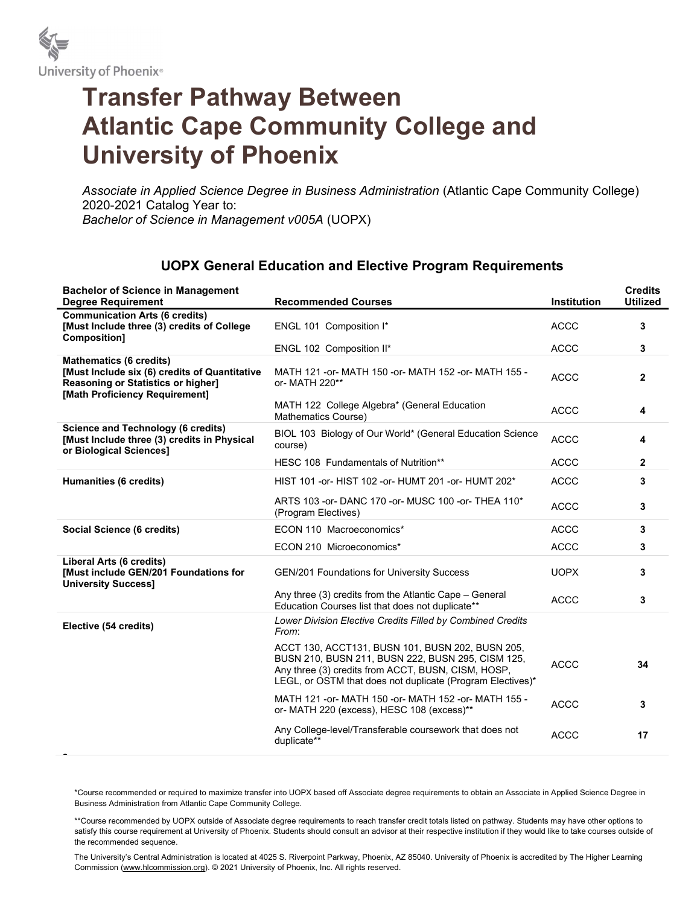University of Phoenix®

# Transfer Pathway Between Atlantic Cape Community College and University of Phoenix

*Associate in Applied Science Degree in Business Administration* (Atlantic Cape Community College) 2020-2021 Catalog Year to:
*Bachelor of Science in Management v005A* (UOPX)

## UOPX General Education and Elective Program Requirements

| Bachelor of Science in Management Degree Requirement | Recommended Courses | Institution | Credits Utilized |
|---|---|---|---|
| **Communication Arts (6 credits) [Must Include three (3) credits of College Composition]** | ENGL 101 Composition I* | ACCC | **3** |
| | ENGL 102 Composition II* | ACCC | **3** |
| **Mathematics (6 credits) [Must Include six (6) credits of Quantitative Reasoning or Statistics or higher] [Math Proficiency Requirement]** | MATH 121 -or- MATH 150 -or- MATH 152 -or- MATH 155 -or- MATH 220** | ACCC | **2** |
| | MATH 122 College Algebra* (General Education Mathematics Course) | ACCC | **4** |
| **Science and Technology (6 credits) [Must Include three (3) credits in Physical or Biological Sciences]** | BIOL 103 Biology of Our World* (General Education Science course) | ACCC | **4** |
| | HESC 108 Fundamentals of Nutrition** | ACCC | **2** |
| **Humanities (6 credits)** | HIST 101 -or- HIST 102 -or- HUMT 201 -or- HUMT 202* | ACCC | **3** |
| | ARTS 103 -or- DANC 170 -or- MUSC 100 -or- THEA 110* (Program Electives) | ACCC | **3** |
| **Social Science (6 credits)** | ECON 110 Macroeconomics* | ACCC | **3** |
| | ECON 210 Microeconomics* | ACCC | **3** |
| **Liberal Arts (6 credits) [Must include GEN/201 Foundations for University Success]** | GEN/201 Foundations for University Success | UOPX | **3** |
| | Any three (3) credits from the Atlantic Cape – General Education Courses list that does not duplicate** | ACCC | **3** |
| **Elective (54 credits)** | *Lower Division Elective Credits Filled by Combined Credits From*: | | |
| | ACCT 130, ACCT131, BUSN 101, BUSN 202, BUSN 205, BUSN 210, BUSN 211, BUSN 222, BUSN 295, CISM 125, Any three (3) credits from ACCT, BUSN, CISM, HOSP, LEGL, or OSTM that does not duplicate (Program Electives)* | ACCC | **34** |
| | MATH 121 -or- MATH 150 -or- MATH 152 -or- MATH 155 -or- MATH 220 (excess), HESC 108 (excess)** | ACCC | **3** |
| | Any College-level/Transferable coursework that does not duplicate** | ACCC | **17** |

*Course recommended or required to maximize transfer into UOPX based off Associate degree requirements to obtain an Associate in Applied Science Degree in Business Administration from Atlantic Cape Community College.

**Course recommended by UOPX outside of Associate degree requirements to reach transfer credit totals listed on pathway. Students may have other options to satisfy this course requirement at University of Phoenix. Students should consult an advisor at their respective institution if they would like to take courses outside of the recommended sequence.

The University's Central Administration is located at 4025 S. Riverpoint Parkway, Phoenix, AZ 85040. University of Phoenix is accredited by The Higher Learning Commission (www.hlcommission.org). © 2021 University of Phoenix, Inc. All rights reserved.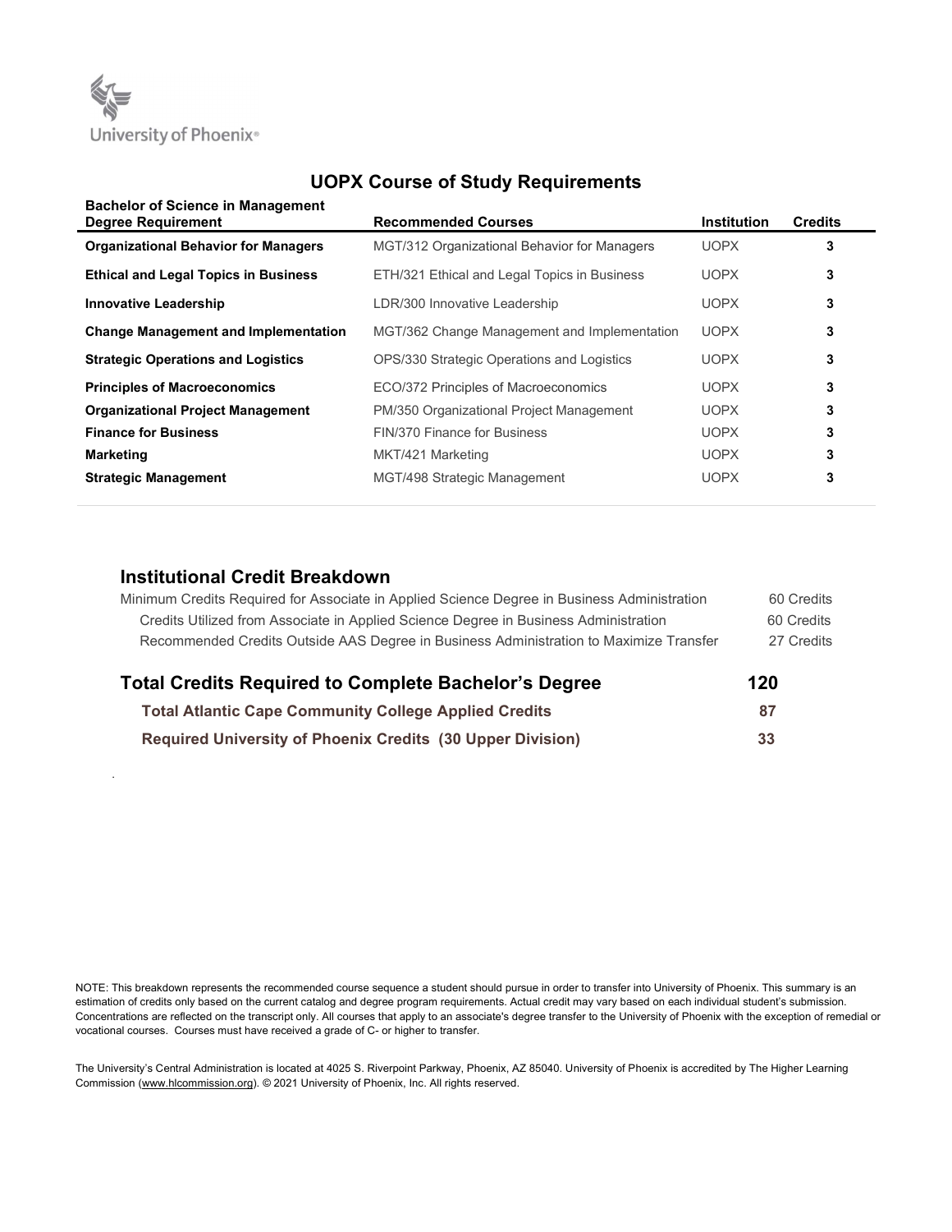University of Phoenix®

## UOPX Course of Study Requirements

| Bachelor of Science in Management Degree Requirement | Recommended Courses | Institution | Credits |
|---|---|---|---|
| **Organizational Behavior for Managers** | MGT/312 Organizational Behavior for Managers | UOPX | **3** |
| **Ethical and Legal Topics in Business** | ETH/321 Ethical and Legal Topics in Business | UOPX | **3** |
| **Innovative Leadership** | LDR/300 Innovative Leadership | UOPX | **3** |
| **Change Management and Implementation** | MGT/362 Change Management and Implementation | UOPX | **3** |
| **Strategic Operations and Logistics** | OPS/330 Strategic Operations and Logistics | UOPX | **3** |
| **Principles of Macroeconomics** | ECO/372 Principles of Macroeconomics | UOPX | **3** |
| **Organizational Project Management** | PM/350 Organizational Project Management | UOPX | **3** |
| **Finance for Business** | FIN/370 Finance for Business | UOPX | **3** |
| **Marketing** | MKT/421 Marketing | UOPX | **3** |
| **Strategic Management** | MGT/498 Strategic Management | UOPX | **3** |

### Institutional Credit Breakdown

| | |
|---|---|
| Minimum Credits Required for Associate in Applied Science Degree in Business Administration | 60 Credits |
| Credits Utilized from Associate in Applied Science Degree in Business Administration | 60 Credits |
| Recommended Credits Outside AAS Degree in Business Administration to Maximize Transfer | 27 Credits |

| | |
|---|---|
| **Total Credits Required to Complete Bachelor's Degree** | **120** |
| **Total Atlantic Cape Community College Applied Credits** | **87** |
| **Required University of Phoenix Credits (30 Upper Division)** | **33** |

NOTE: This breakdown represents the recommended course sequence a student should pursue in order to transfer into University of Phoenix. This summary is an estimation of credits only based on the current catalog and degree program requirements. Actual credit may vary based on each individual student's submission. Concentrations are reflected on the transcript only. All courses that apply to an associate's degree transfer to the University of Phoenix with the exception of remedial or vocational courses. Courses must have received a grade of C- or higher to transfer.

The University's Central Administration is located at 4025 S. Riverpoint Parkway, Phoenix, AZ 85040. University of Phoenix is accredited by The Higher Learning Commission (www.hlcommission.org). © 2021 University of Phoenix, Inc. All rights reserved.